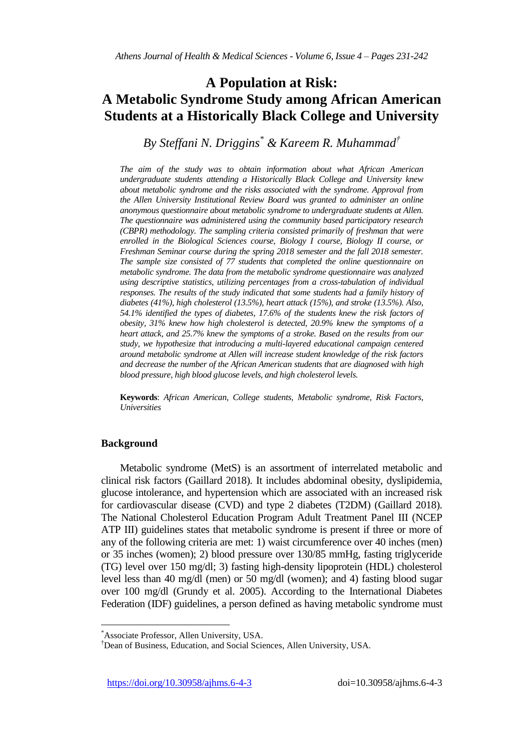# A Population at Risk: A Metabolic Syndrome Study among African American Students at a Historically Black College and University

*By Steffani N. Driggins[\*] & Kareem R. Muhammad[†]*

*The aim of the study was to obtain information about what African American undergraduate students attending a Historically Black College and University knew about metabolic syndrome and the risks associated with the syndrome. Approval from the Allen University Institutional Review Board was granted to administer an online anonymous questionnaire about metabolic syndrome to undergraduate students at Allen. The questionnaire was administered using the community based participatory research (CBPR) methodology. The sampling criteria consisted primarily of freshman that were enrolled in the Biological Sciences course, Biology I course, Biology II course, or Freshman Seminar course during the spring 2018 semester and the fall 2018 semester. The sample size consisted of 77 students that completed the online questionnaire on metabolic syndrome. The data from the metabolic syndrome questionnaire was analyzed using descriptive statistics, utilizing percentages from a cross-tabulation of individual responses. The results of the study indicated that some students had a family history of diabetes (41%), high cholesterol (13.5%), heart attack (15%), and stroke (13.5%). Also, 54.1% identified the types of diabetes, 17.6% of the students knew the risk factors of obesity, 31% knew how high cholesterol is detected, 20.9% knew the symptoms of a heart attack, and 25.7% knew the symptoms of a stroke. Based on the results from our study, we hypothesize that introducing a multi-layered educational campaign centered around metabolic syndrome at Allen will increase student knowledge of the risk factors and decrease the number of the African American students that are diagnosed with high blood pressure, high blood glucose levels, and high cholesterol levels.*

**Keywords**: *African American, College students, Metabolic syndrome, Risk Factors, Universities*

## Background

Metabolic syndrome (MetS) is an assortment of interrelated metabolic and clinical risk factors (Gaillard 2018). It includes abdominal obesity, dyslipidemia, glucose intolerance, and hypertension which are associated with an increased risk for cardiovascular disease (CVD) and type 2 diabetes (T2DM) (Gaillard 2018). The National Cholesterol Education Program Adult Treatment Panel III (NCEP ATP III) guidelines states that metabolic syndrome is present if three or more of any of the following criteria are met: 1) waist circumference over 40 inches (men) or 35 inches (women); 2) blood pressure over 130/85 mmHg, fasting triglyceride (TG) level over 150 mg/dl; 3) fasting high-density lipoprotein (HDL) cholesterol level less than 40 mg/dl (men) or 50 mg/dl (women); and 4) fasting blood sugar over 100 mg/dl (Grundy et al. 2005). According to the International Diabetes Federation (IDF) guidelines, a person defined as having metabolic syndrome must

---

[\*] Associate Professor, Allen University, USA.

[†] Dean of Business, Education, and Social Sciences, Allen University, USA.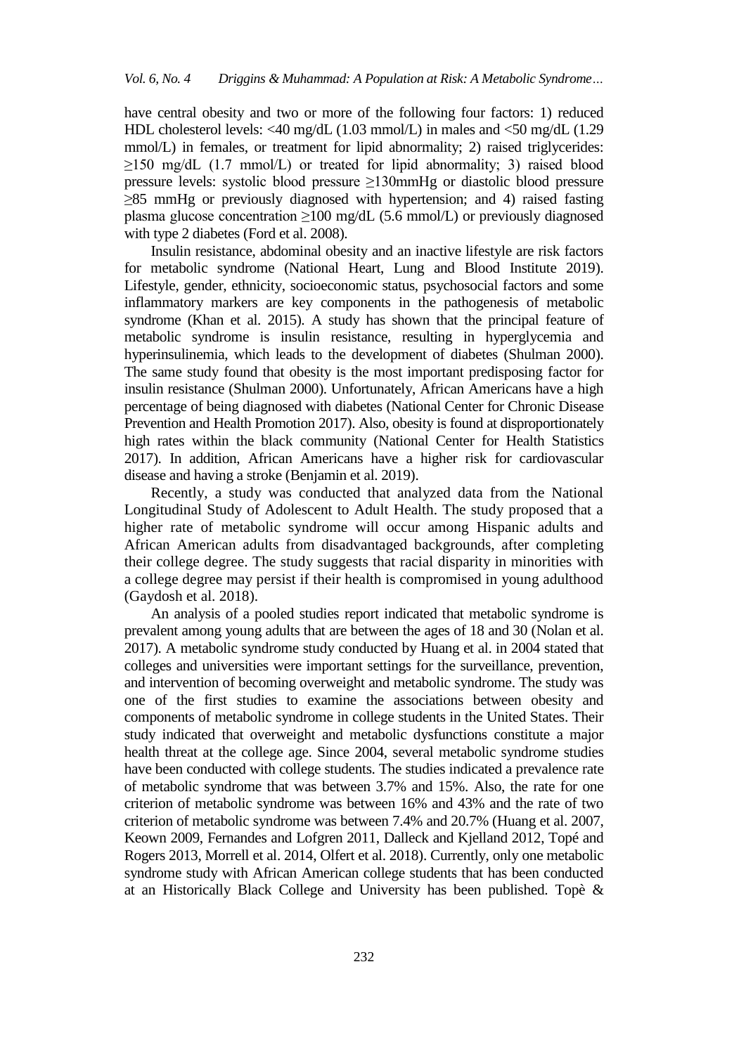have central obesity and two or more of the following four factors: 1) reduced HDL cholesterol levels: <40 mg/dL (1.03 mmol/L) in males and <50 mg/dL (1.29 mmol/L) in females, or treatment for lipid abnormality; 2) raised triglycerides: ≥150 mg/dL (1.7 mmol/L) or treated for lipid abnormality; 3) raised blood pressure levels: systolic blood pressure ≥130mmHg or diastolic blood pressure ≥85 mmHg or previously diagnosed with hypertension; and 4) raised fasting plasma glucose concentration ≥100 mg/dL (5.6 mmol/L) or previously diagnosed with type 2 diabetes (Ford et al. 2008).

Insulin resistance, abdominal obesity and an inactive lifestyle are risk factors for metabolic syndrome (National Heart, Lung and Blood Institute 2019). Lifestyle, gender, ethnicity, socioeconomic status, psychosocial factors and some inflammatory markers are key components in the pathogenesis of metabolic syndrome (Khan et al. 2015). A study has shown that the principal feature of metabolic syndrome is insulin resistance, resulting in hyperglycemia and hyperinsulinemia, which leads to the development of diabetes (Shulman 2000). The same study found that obesity is the most important predisposing factor for insulin resistance (Shulman 2000). Unfortunately, African Americans have a high percentage of being diagnosed with diabetes (National Center for Chronic Disease Prevention and Health Promotion 2017). Also, obesity is found at disproportionately high rates within the black community (National Center for Health Statistics 2017). In addition, African Americans have a higher risk for cardiovascular disease and having a stroke (Benjamin et al. 2019).

Recently, a study was conducted that analyzed data from the National Longitudinal Study of Adolescent to Adult Health. The study proposed that a higher rate of metabolic syndrome will occur among Hispanic adults and African American adults from disadvantaged backgrounds, after completing their college degree. The study suggests that racial disparity in minorities with a college degree may persist if their health is compromised in young adulthood (Gaydosh et al. 2018).

An analysis of a pooled studies report indicated that metabolic syndrome is prevalent among young adults that are between the ages of 18 and 30 (Nolan et al. 2017). A metabolic syndrome study conducted by Huang et al. in 2004 stated that colleges and universities were important settings for the surveillance, prevention, and intervention of becoming overweight and metabolic syndrome. The study was one of the first studies to examine the associations between obesity and components of metabolic syndrome in college students in the United States. Their study indicated that overweight and metabolic dysfunctions constitute a major health threat at the college age. Since 2004, several metabolic syndrome studies have been conducted with college students. The studies indicated a prevalence rate of metabolic syndrome that was between 3.7% and 15%. Also, the rate for one criterion of metabolic syndrome was between 16% and 43% and the rate of two criterion of metabolic syndrome was between 7.4% and 20.7% (Huang et al. 2007, Keown 2009, Fernandes and Lofgren 2011, Dalleck and Kjelland 2012, Topé and Rogers 2013, Morrell et al. 2014, Olfert et al. 2018). Currently, only one metabolic syndrome study with African American college students that has been conducted at an Historically Black College and University has been published. Topè &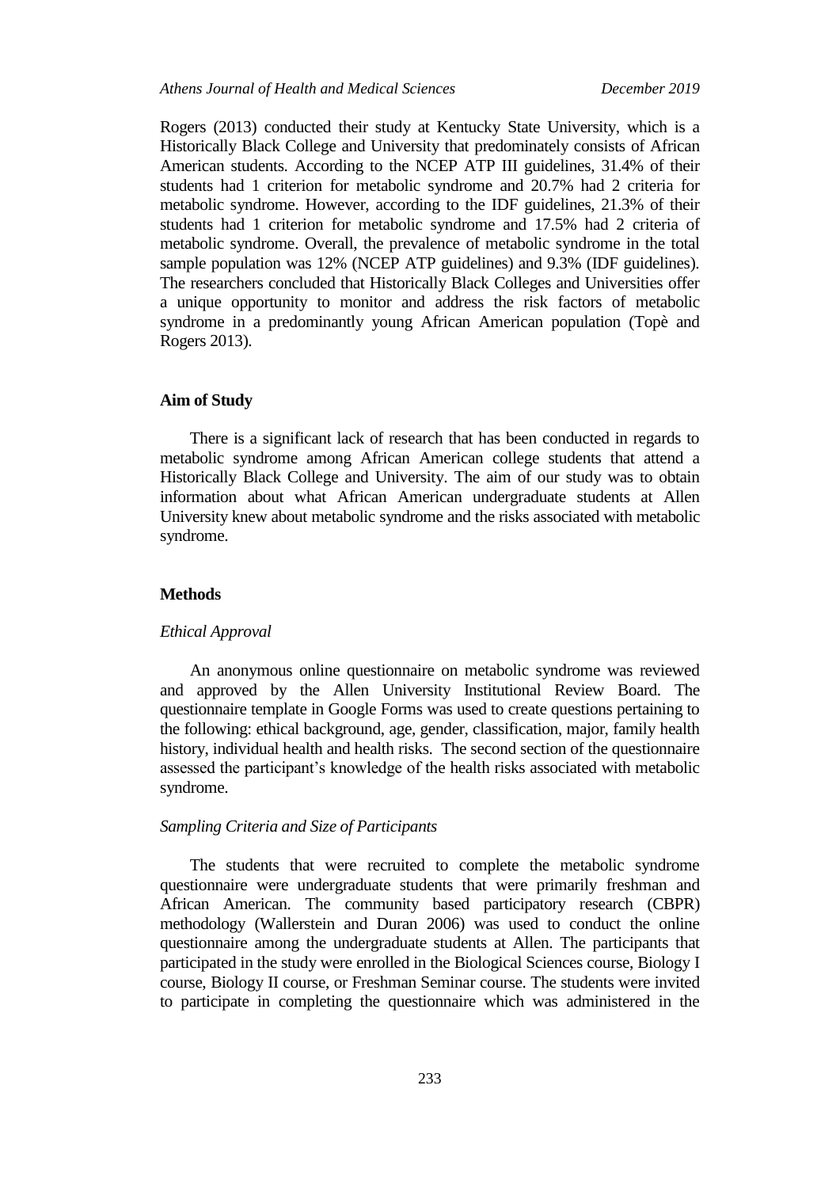Rogers (2013) conducted their study at Kentucky State University, which is a Historically Black College and University that predominately consists of African American students. According to the NCEP ATP III guidelines, 31.4% of their students had 1 criterion for metabolic syndrome and 20.7% had 2 criteria for metabolic syndrome. However, according to the IDF guidelines, 21.3% of their students had 1 criterion for metabolic syndrome and 17.5% had 2 criteria of metabolic syndrome. Overall, the prevalence of metabolic syndrome in the total sample population was 12% (NCEP ATP guidelines) and 9.3% (IDF guidelines). The researchers concluded that Historically Black Colleges and Universities offer a unique opportunity to monitor and address the risk factors of metabolic syndrome in a predominantly young African American population (Topè and Rogers 2013).

## Aim of Study

There is a significant lack of research that has been conducted in regards to metabolic syndrome among African American college students that attend a Historically Black College and University. The aim of our study was to obtain information about what African American undergraduate students at Allen University knew about metabolic syndrome and the risks associated with metabolic syndrome.

## Methods

### *Ethical Approval*

An anonymous online questionnaire on metabolic syndrome was reviewed and approved by the Allen University Institutional Review Board. The questionnaire template in Google Forms was used to create questions pertaining to the following: ethical background, age, gender, classification, major, family health history, individual health and health risks. The second section of the questionnaire assessed the participant's knowledge of the health risks associated with metabolic syndrome.

### *Sampling Criteria and Size of Participants*

The students that were recruited to complete the metabolic syndrome questionnaire were undergraduate students that were primarily freshman and African American. The community based participatory research (CBPR) methodology (Wallerstein and Duran 2006) was used to conduct the online questionnaire among the undergraduate students at Allen. The participants that participated in the study were enrolled in the Biological Sciences course, Biology I course, Biology II course, or Freshman Seminar course. The students were invited to participate in completing the questionnaire which was administered in the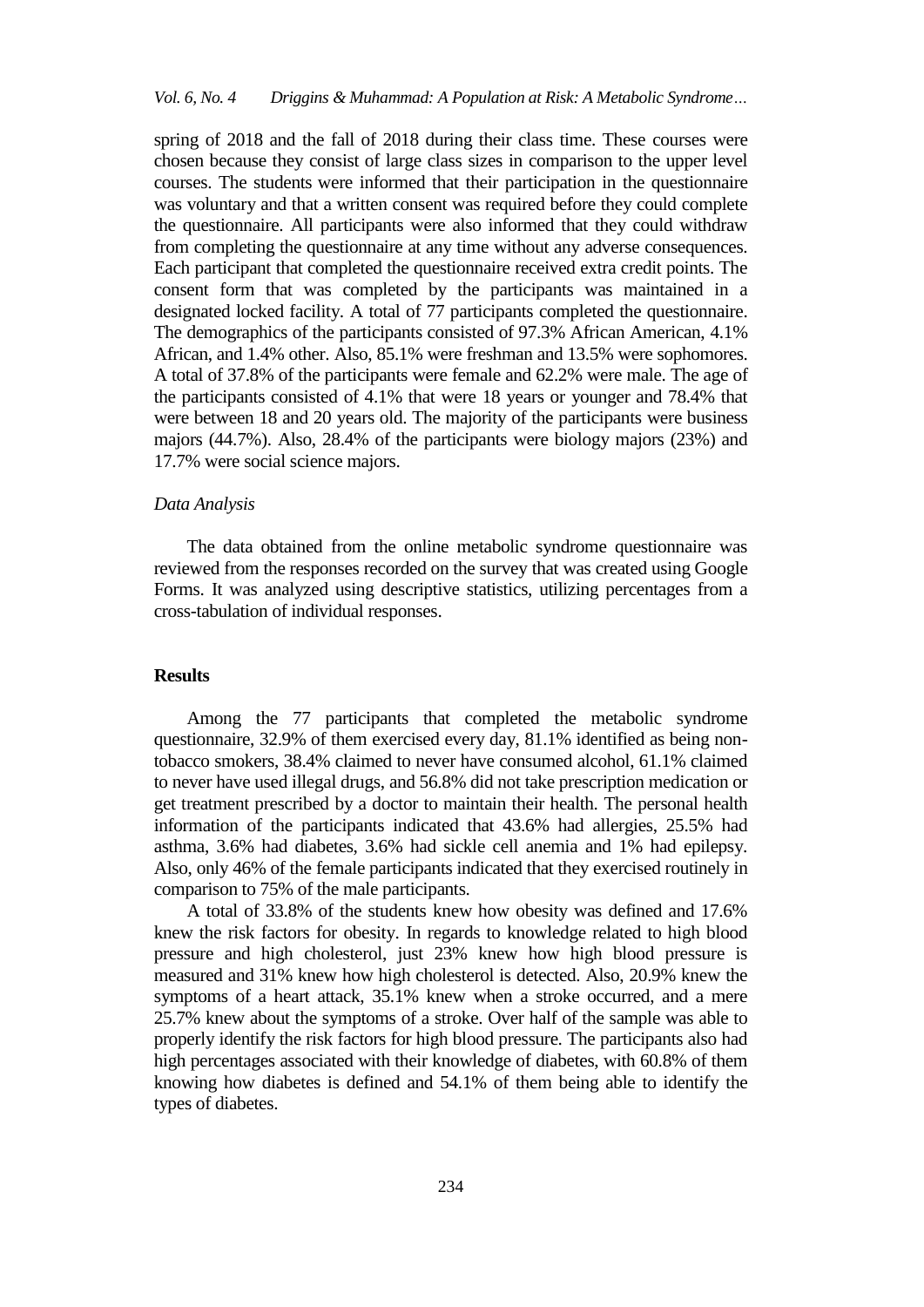spring of 2018 and the fall of 2018 during their class time. These courses were chosen because they consist of large class sizes in comparison to the upper level courses. The students were informed that their participation in the questionnaire was voluntary and that a written consent was required before they could complete the questionnaire. All participants were also informed that they could withdraw from completing the questionnaire at any time without any adverse consequences. Each participant that completed the questionnaire received extra credit points. The consent form that was completed by the participants was maintained in a designated locked facility. A total of 77 participants completed the questionnaire. The demographics of the participants consisted of 97.3% African American, 4.1% African, and 1.4% other. Also, 85.1% were freshman and 13.5% were sophomores. A total of 37.8% of the participants were female and 62.2% were male. The age of the participants consisted of 4.1% that were 18 years or younger and 78.4% that were between 18 and 20 years old. The majority of the participants were business majors (44.7%). Also, 28.4% of the participants were biology majors (23%) and 17.7% were social science majors.

### *Data Analysis*

The data obtained from the online metabolic syndrome questionnaire was reviewed from the responses recorded on the survey that was created using Google Forms. It was analyzed using descriptive statistics, utilizing percentages from a cross-tabulation of individual responses.

## Results

Among the 77 participants that completed the metabolic syndrome questionnaire, 32.9% of them exercised every day, 81.1% identified as being non-tobacco smokers, 38.4% claimed to never have consumed alcohol, 61.1% claimed to never have used illegal drugs, and 56.8% did not take prescription medication or get treatment prescribed by a doctor to maintain their health. The personal health information of the participants indicated that 43.6% had allergies, 25.5% had asthma, 3.6% had diabetes, 3.6% had sickle cell anemia and 1% had epilepsy. Also, only 46% of the female participants indicated that they exercised routinely in comparison to 75% of the male participants.

A total of 33.8% of the students knew how obesity was defined and 17.6% knew the risk factors for obesity. In regards to knowledge related to high blood pressure and high cholesterol, just 23% knew how high blood pressure is measured and 31% knew how high cholesterol is detected. Also, 20.9% knew the symptoms of a heart attack, 35.1% knew when a stroke occurred, and a mere 25.7% knew about the symptoms of a stroke. Over half of the sample was able to properly identify the risk factors for high blood pressure. The participants also had high percentages associated with their knowledge of diabetes, with 60.8% of them knowing how diabetes is defined and 54.1% of them being able to identify the types of diabetes.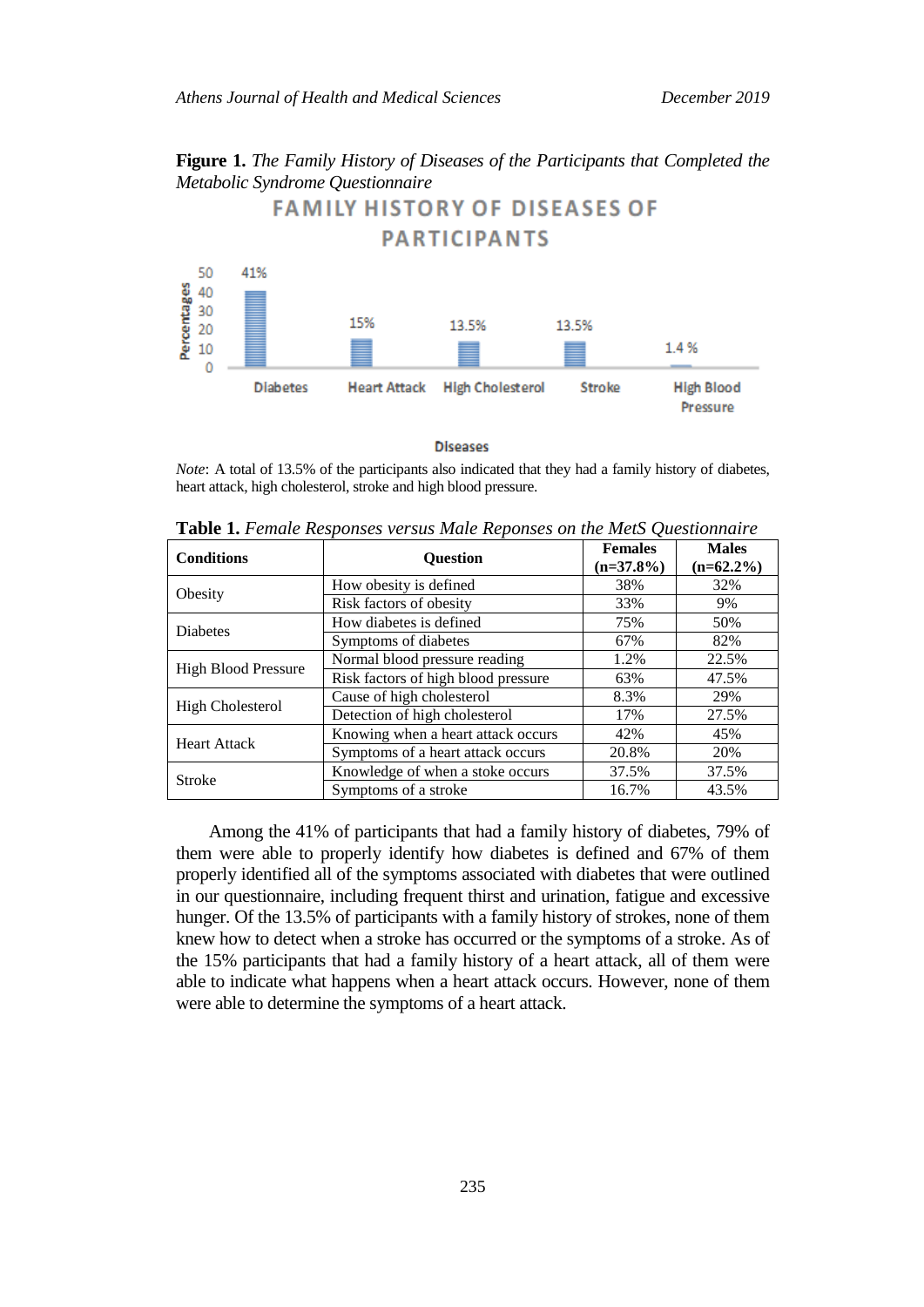**Figure 1.** *The Family History of Diseases of the Participants that Completed the Metabolic Syndrome Questionnaire*

*Note*: A total of 13.5% of the participants also indicated that they had a family history of diabetes, heart attack, high cholesterol, stroke and high blood pressure.

**Table 1.** *Female Responses versus Male Reponses on the MetS Questionnaire*

| Conditions | Question | Females (n=37.8%) | Males (n=62.2%) |
|---|---|---|---|
| Obesity | How obesity is defined | 38% | 32% |
| | Risk factors of obesity | 33% | 9% |
| Diabetes | How diabetes is defined | 75% | 50% |
| | Symptoms of diabetes | 67% | 82% |
| High Blood Pressure | Normal blood pressure reading | 1.2% | 22.5% |
| | Risk factors of high blood pressure | 63% | 47.5% |
| High Cholesterol | Cause of high cholesterol | 8.3% | 29% |
| | Detection of high cholesterol | 17% | 27.5% |
| Heart Attack | Knowing when a heart attack occurs | 42% | 45% |
| | Symptoms of a heart attack occurs | 20.8% | 20% |
| Stroke | Knowledge of when a stoke occurs | 37.5% | 37.5% |
| | Symptoms of a stroke | 16.7% | 43.5% |

Among the 41% of participants that had a family history of diabetes, 79% of them were able to properly identify how diabetes is defined and 67% of them properly identified all of the symptoms associated with diabetes that were outlined in our questionnaire, including frequent thirst and urination, fatigue and excessive hunger. Of the 13.5% of participants with a family history of strokes, none of them knew how to detect when a stroke has occurred or the symptoms of a stroke. As of the 15% participants that had a family history of a heart attack, all of them were able to indicate what happens when a heart attack occurs. However, none of them were able to determine the symptoms of a heart attack.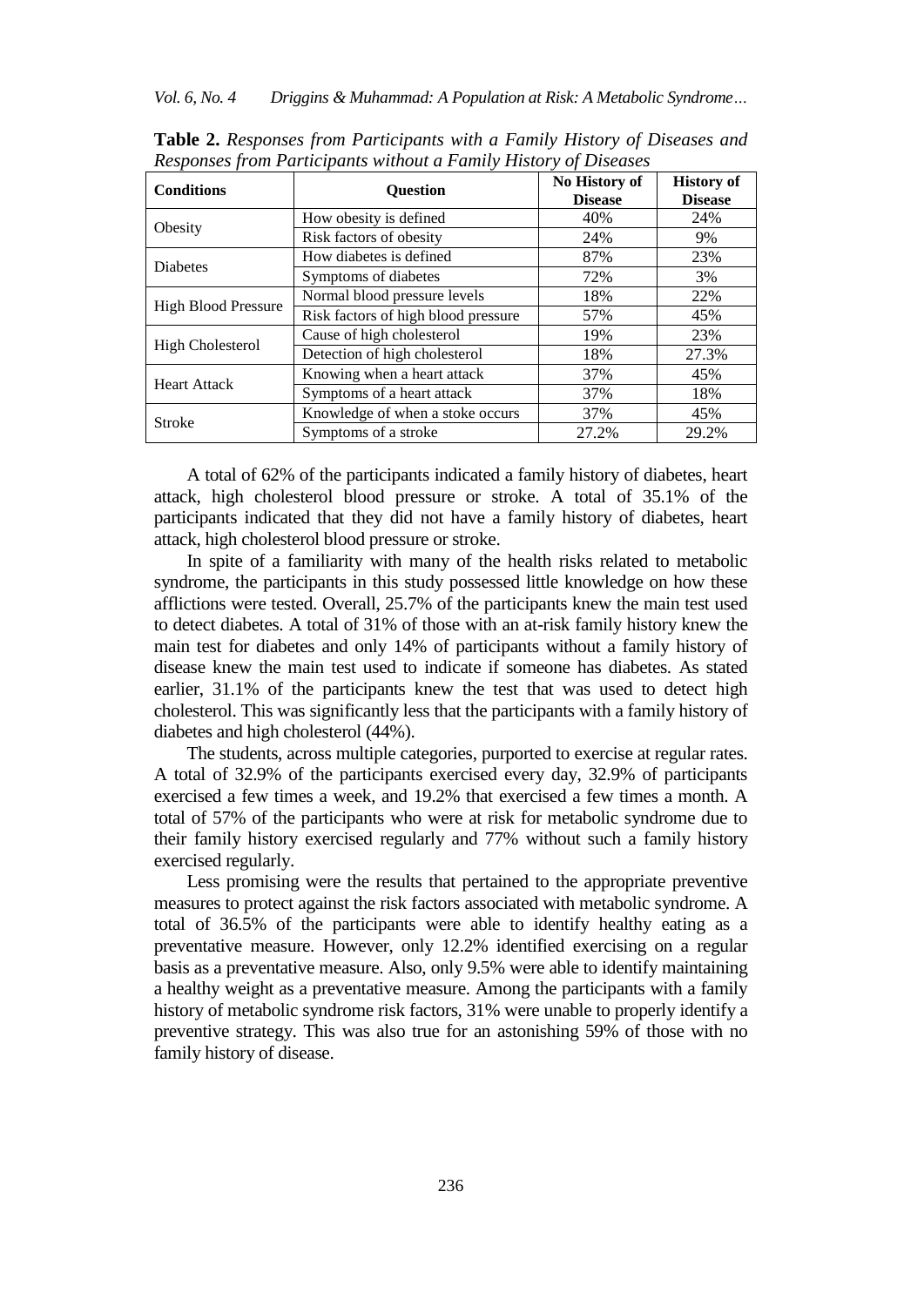**Table 2.** *Responses from Participants with a Family History of Diseases and Responses from Participants without a Family History of Diseases*

| Conditions | Question | No History of Disease | History of Disease |
|---|---|---|---|
| Obesity | How obesity is defined | 40% | 24% |
| | Risk factors of obesity | 24% | 9% |
| Diabetes | How diabetes is defined | 87% | 23% |
| | Symptoms of diabetes | 72% | 3% |
| High Blood Pressure | Normal blood pressure levels | 18% | 22% |
| | Risk factors of high blood pressure | 57% | 45% |
| High Cholesterol | Cause of high cholesterol | 19% | 23% |
| | Detection of high cholesterol | 18% | 27.3% |
| Heart Attack | Knowing when a heart attack | 37% | 45% |
| | Symptoms of a heart attack | 37% | 18% |
| Stroke | Knowledge of when a stoke occurs | 37% | 45% |
| | Symptoms of a stroke | 27.2% | 29.2% |

A total of 62% of the participants indicated a family history of diabetes, heart attack, high cholesterol blood pressure or stroke. A total of 35.1% of the participants indicated that they did not have a family history of diabetes, heart attack, high cholesterol blood pressure or stroke.

In spite of a familiarity with many of the health risks related to metabolic syndrome, the participants in this study possessed little knowledge on how these afflictions were tested. Overall, 25.7% of the participants knew the main test used to detect diabetes. A total of 31% of those with an at-risk family history knew the main test for diabetes and only 14% of participants without a family history of disease knew the main test used to indicate if someone has diabetes. As stated earlier, 31.1% of the participants knew the test that was used to detect high cholesterol. This was significantly less that the participants with a family history of diabetes and high cholesterol (44%).

The students, across multiple categories, purported to exercise at regular rates. A total of 32.9% of the participants exercised every day, 32.9% of participants exercised a few times a week, and 19.2% that exercised a few times a month. A total of 57% of the participants who were at risk for metabolic syndrome due to their family history exercised regularly and 77% without such a family history exercised regularly.

Less promising were the results that pertained to the appropriate preventive measures to protect against the risk factors associated with metabolic syndrome. A total of 36.5% of the participants were able to identify healthy eating as a preventative measure. However, only 12.2% identified exercising on a regular basis as a preventative measure. Also, only 9.5% were able to identify maintaining a healthy weight as a preventative measure. Among the participants with a family history of metabolic syndrome risk factors, 31% were unable to properly identify a preventive strategy. This was also true for an astonishing 59% of those with no family history of disease.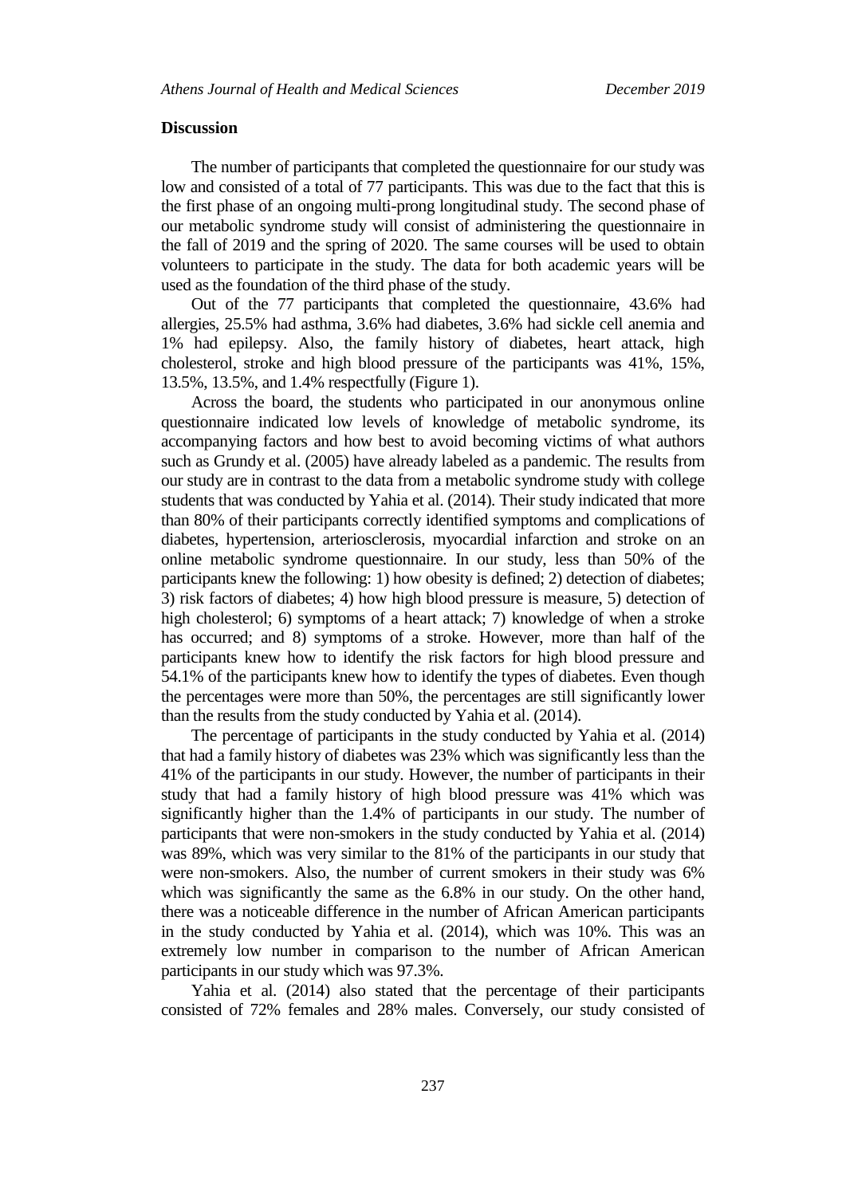## Discussion

The number of participants that completed the questionnaire for our study was low and consisted of a total of 77 participants. This was due to the fact that this is the first phase of an ongoing multi-prong longitudinal study. The second phase of our metabolic syndrome study will consist of administering the questionnaire in the fall of 2019 and the spring of 2020. The same courses will be used to obtain volunteers to participate in the study. The data for both academic years will be used as the foundation of the third phase of the study.

Out of the 77 participants that completed the questionnaire, 43.6% had allergies, 25.5% had asthma, 3.6% had diabetes, 3.6% had sickle cell anemia and 1% had epilepsy. Also, the family history of diabetes, heart attack, high cholesterol, stroke and high blood pressure of the participants was 41%, 15%, 13.5%, 13.5%, and 1.4% respectfully (Figure 1).

Across the board, the students who participated in our anonymous online questionnaire indicated low levels of knowledge of metabolic syndrome, its accompanying factors and how best to avoid becoming victims of what authors such as Grundy et al. (2005) have already labeled as a pandemic. The results from our study are in contrast to the data from a metabolic syndrome study with college students that was conducted by Yahia et al. (2014). Their study indicated that more than 80% of their participants correctly identified symptoms and complications of diabetes, hypertension, arteriosclerosis, myocardial infarction and stroke on an online metabolic syndrome questionnaire. In our study, less than 50% of the participants knew the following: 1) how obesity is defined; 2) detection of diabetes; 3) risk factors of diabetes; 4) how high blood pressure is measure, 5) detection of high cholesterol; 6) symptoms of a heart attack; 7) knowledge of when a stroke has occurred; and 8) symptoms of a stroke. However, more than half of the participants knew how to identify the risk factors for high blood pressure and 54.1% of the participants knew how to identify the types of diabetes. Even though the percentages were more than 50%, the percentages are still significantly lower than the results from the study conducted by Yahia et al. (2014).

The percentage of participants in the study conducted by Yahia et al. (2014) that had a family history of diabetes was 23% which was significantly less than the 41% of the participants in our study. However, the number of participants in their study that had a family history of high blood pressure was 41% which was significantly higher than the 1.4% of participants in our study. The number of participants that were non-smokers in the study conducted by Yahia et al. (2014) was 89%, which was very similar to the 81% of the participants in our study that were non-smokers. Also, the number of current smokers in their study was 6% which was significantly the same as the 6.8% in our study. On the other hand, there was a noticeable difference in the number of African American participants in the study conducted by Yahia et al. (2014), which was 10%. This was an extremely low number in comparison to the number of African American participants in our study which was 97.3%.

Yahia et al. (2014) also stated that the percentage of their participants consisted of 72% females and 28% males. Conversely, our study consisted of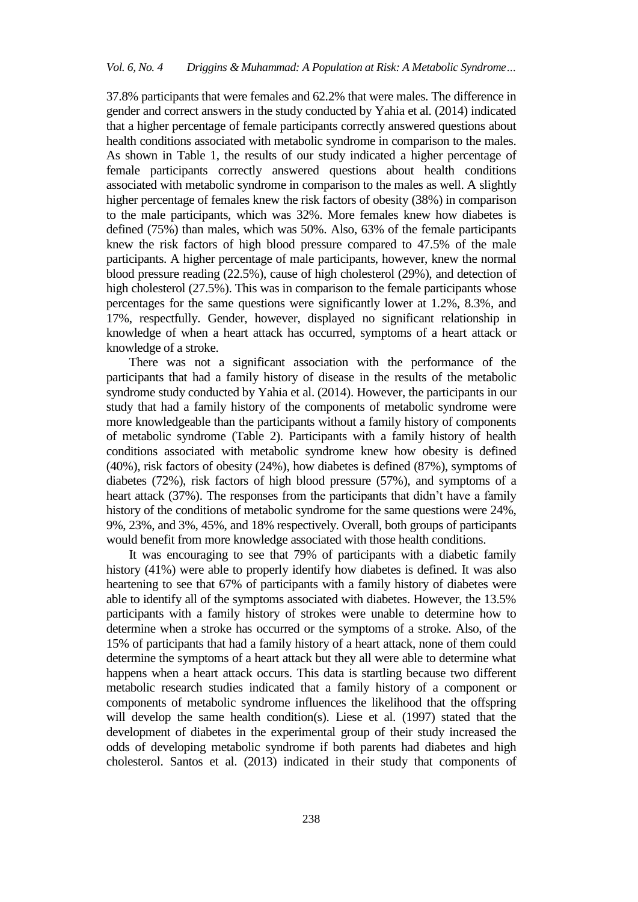37.8% participants that were females and 62.2% that were males. The difference in gender and correct answers in the study conducted by Yahia et al. (2014) indicated that a higher percentage of female participants correctly answered questions about health conditions associated with metabolic syndrome in comparison to the males. As shown in Table 1, the results of our study indicated a higher percentage of female participants correctly answered questions about health conditions associated with metabolic syndrome in comparison to the males as well. A slightly higher percentage of females knew the risk factors of obesity (38%) in comparison to the male participants, which was 32%. More females knew how diabetes is defined (75%) than males, which was 50%. Also, 63% of the female participants knew the risk factors of high blood pressure compared to 47.5% of the male participants. A higher percentage of male participants, however, knew the normal blood pressure reading (22.5%), cause of high cholesterol (29%), and detection of high cholesterol (27.5%). This was in comparison to the female participants whose percentages for the same questions were significantly lower at 1.2%, 8.3%, and 17%, respectfully. Gender, however, displayed no significant relationship in knowledge of when a heart attack has occurred, symptoms of a heart attack or knowledge of a stroke.

There was not a significant association with the performance of the participants that had a family history of disease in the results of the metabolic syndrome study conducted by Yahia et al. (2014). However, the participants in our study that had a family history of the components of metabolic syndrome were more knowledgeable than the participants without a family history of components of metabolic syndrome (Table 2). Participants with a family history of health conditions associated with metabolic syndrome knew how obesity is defined (40%), risk factors of obesity (24%), how diabetes is defined (87%), symptoms of diabetes (72%), risk factors of high blood pressure (57%), and symptoms of a heart attack (37%). The responses from the participants that didn't have a family history of the conditions of metabolic syndrome for the same questions were 24%, 9%, 23%, and 3%, 45%, and 18% respectively. Overall, both groups of participants would benefit from more knowledge associated with those health conditions.

It was encouraging to see that 79% of participants with a diabetic family history (41%) were able to properly identify how diabetes is defined. It was also heartening to see that 67% of participants with a family history of diabetes were able to identify all of the symptoms associated with diabetes. However, the 13.5% participants with a family history of strokes were unable to determine how to determine when a stroke has occurred or the symptoms of a stroke. Also, of the 15% of participants that had a family history of a heart attack, none of them could determine the symptoms of a heart attack but they all were able to determine what happens when a heart attack occurs. This data is startling because two different metabolic research studies indicated that a family history of a component or components of metabolic syndrome influences the likelihood that the offspring will develop the same health condition(s). Liese et al. (1997) stated that the development of diabetes in the experimental group of their study increased the odds of developing metabolic syndrome if both parents had diabetes and high cholesterol. Santos et al. (2013) indicated in their study that components of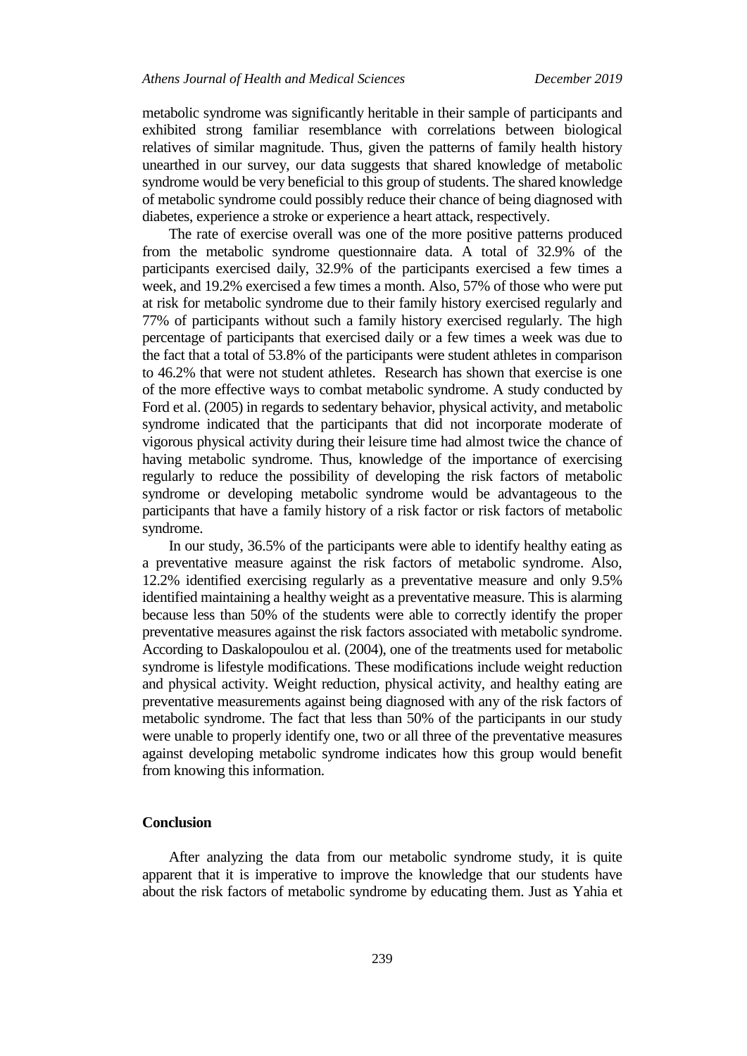metabolic syndrome was significantly heritable in their sample of participants and exhibited strong familiar resemblance with correlations between biological relatives of similar magnitude. Thus, given the patterns of family health history unearthed in our survey, our data suggests that shared knowledge of metabolic syndrome would be very beneficial to this group of students. The shared knowledge of metabolic syndrome could possibly reduce their chance of being diagnosed with diabetes, experience a stroke or experience a heart attack, respectively.

The rate of exercise overall was one of the more positive patterns produced from the metabolic syndrome questionnaire data. A total of 32.9% of the participants exercised daily, 32.9% of the participants exercised a few times a week, and 19.2% exercised a few times a month. Also, 57% of those who were put at risk for metabolic syndrome due to their family history exercised regularly and 77% of participants without such a family history exercised regularly. The high percentage of participants that exercised daily or a few times a week was due to the fact that a total of 53.8% of the participants were student athletes in comparison to 46.2% that were not student athletes. Research has shown that exercise is one of the more effective ways to combat metabolic syndrome. A study conducted by Ford et al. (2005) in regards to sedentary behavior, physical activity, and metabolic syndrome indicated that the participants that did not incorporate moderate of vigorous physical activity during their leisure time had almost twice the chance of having metabolic syndrome. Thus, knowledge of the importance of exercising regularly to reduce the possibility of developing the risk factors of metabolic syndrome or developing metabolic syndrome would be advantageous to the participants that have a family history of a risk factor or risk factors of metabolic syndrome.

In our study, 36.5% of the participants were able to identify healthy eating as a preventative measure against the risk factors of metabolic syndrome. Also, 12.2% identified exercising regularly as a preventative measure and only 9.5% identified maintaining a healthy weight as a preventative measure. This is alarming because less than 50% of the students were able to correctly identify the proper preventative measures against the risk factors associated with metabolic syndrome. According to Daskalopoulou et al. (2004), one of the treatments used for metabolic syndrome is lifestyle modifications. These modifications include weight reduction and physical activity. Weight reduction, physical activity, and healthy eating are preventative measurements against being diagnosed with any of the risk factors of metabolic syndrome. The fact that less than 50% of the participants in our study were unable to properly identify one, two or all three of the preventative measures against developing metabolic syndrome indicates how this group would benefit from knowing this information.

## Conclusion

After analyzing the data from our metabolic syndrome study, it is quite apparent that it is imperative to improve the knowledge that our students have about the risk factors of metabolic syndrome by educating them. Just as Yahia et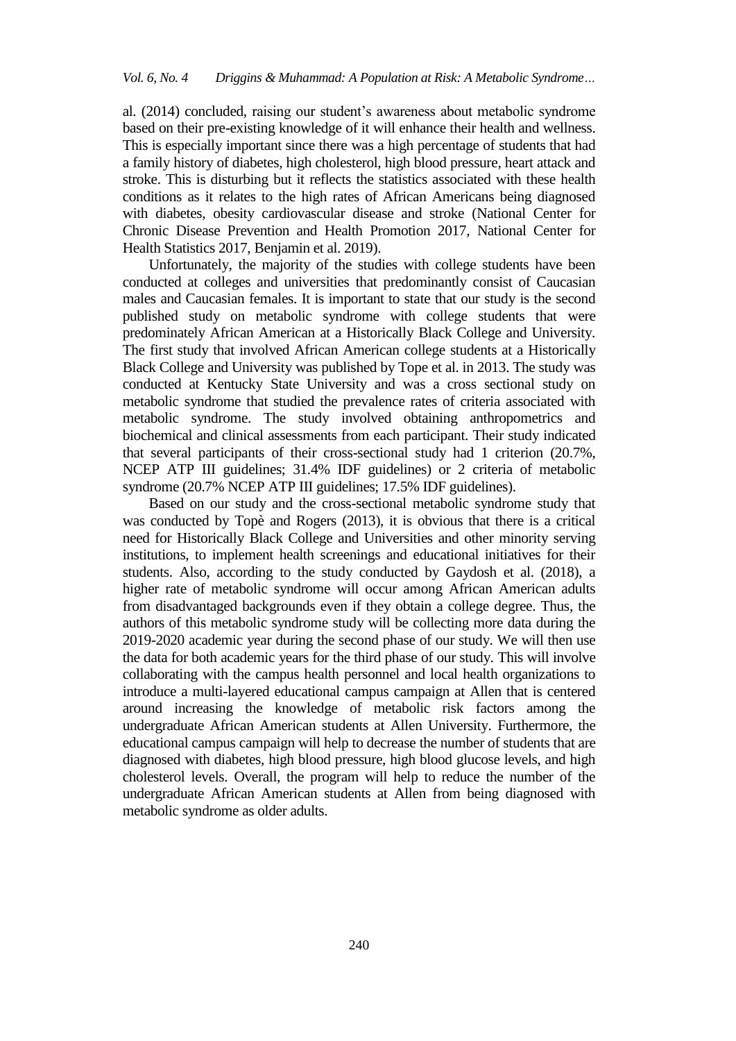al. (2014) concluded, raising our student's awareness about metabolic syndrome based on their pre-existing knowledge of it will enhance their health and wellness. This is especially important since there was a high percentage of students that had a family history of diabetes, high cholesterol, high blood pressure, heart attack and stroke. This is disturbing but it reflects the statistics associated with these health conditions as it relates to the high rates of African Americans being diagnosed with diabetes, obesity cardiovascular disease and stroke (National Center for Chronic Disease Prevention and Health Promotion 2017, National Center for Health Statistics 2017, Benjamin et al. 2019).

Unfortunately, the majority of the studies with college students have been conducted at colleges and universities that predominantly consist of Caucasian males and Caucasian females. It is important to state that our study is the second published study on metabolic syndrome with college students that were predominately African American at a Historically Black College and University. The first study that involved African American college students at a Historically Black College and University was published by Tope et al. in 2013. The study was conducted at Kentucky State University and was a cross sectional study on metabolic syndrome that studied the prevalence rates of criteria associated with metabolic syndrome. The study involved obtaining anthropometrics and biochemical and clinical assessments from each participant. Their study indicated that several participants of their cross-sectional study had 1 criterion (20.7%, NCEP ATP III guidelines; 31.4% IDF guidelines) or 2 criteria of metabolic syndrome (20.7% NCEP ATP III guidelines; 17.5% IDF guidelines).

Based on our study and the cross-sectional metabolic syndrome study that was conducted by Topè and Rogers (2013), it is obvious that there is a critical need for Historically Black College and Universities and other minority serving institutions, to implement health screenings and educational initiatives for their students. Also, according to the study conducted by Gaydosh et al. (2018), a higher rate of metabolic syndrome will occur among African American adults from disadvantaged backgrounds even if they obtain a college degree. Thus, the authors of this metabolic syndrome study will be collecting more data during the 2019-2020 academic year during the second phase of our study. We will then use the data for both academic years for the third phase of our study. This will involve collaborating with the campus health personnel and local health organizations to introduce a multi-layered educational campus campaign at Allen that is centered around increasing the knowledge of metabolic risk factors among the undergraduate African American students at Allen University. Furthermore, the educational campus campaign will help to decrease the number of students that are diagnosed with diabetes, high blood pressure, high blood glucose levels, and high cholesterol levels. Overall, the program will help to reduce the number of the undergraduate African American students at Allen from being diagnosed with metabolic syndrome as older adults.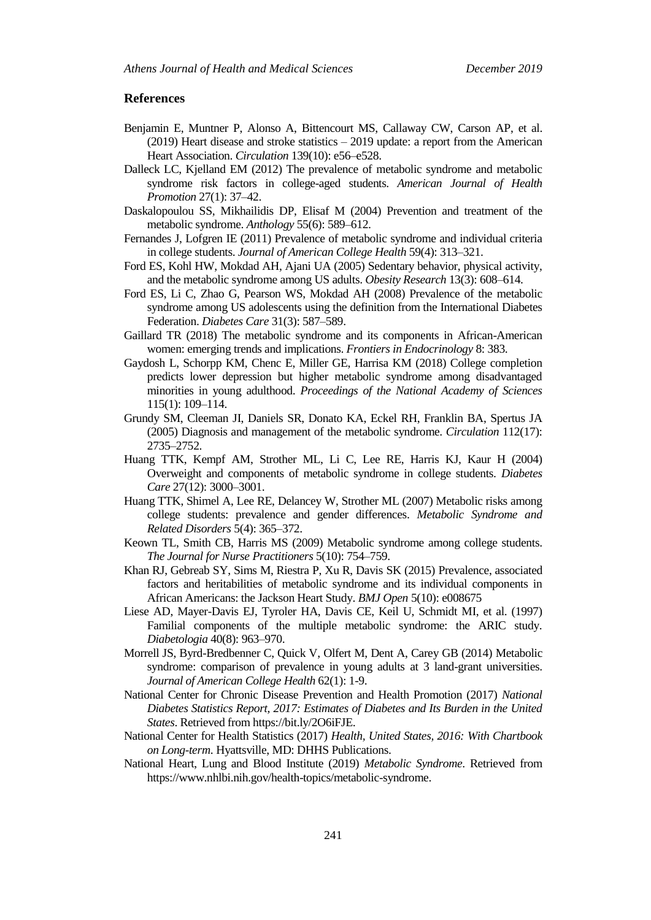## References

Benjamin E, Muntner P, Alonso A, Bittencourt MS, Callaway CW, Carson AP, et al. (2019) Heart disease and stroke statistics – 2019 update: a report from the American Heart Association. *Circulation* 139(10): e56–e528.

Dalleck LC, Kjelland EM (2012) The prevalence of metabolic syndrome and metabolic syndrome risk factors in college-aged students. *American Journal of Health Promotion* 27(1): 37–42.

Daskalopoulou SS, Mikhailidis DP, Elisaf M (2004) Prevention and treatment of the metabolic syndrome. *Anthology* 55(6): 589–612.

Fernandes J, Lofgren IE (2011) Prevalence of metabolic syndrome and individual criteria in college students. *Journal of American College Health* 59(4): 313–321.

Ford ES, Kohl HW, Mokdad AH, Ajani UA (2005) Sedentary behavior, physical activity, and the metabolic syndrome among US adults. *Obesity Research* 13(3): 608–614.

Ford ES, Li C, Zhao G, Pearson WS, Mokdad AH (2008) Prevalence of the metabolic syndrome among US adolescents using the definition from the International Diabetes Federation. *Diabetes Care* 31(3): 587–589.

Gaillard TR (2018) The metabolic syndrome and its components in African-American women: emerging trends and implications. *Frontiers in Endocrinology* 8: 383.

Gaydosh L, Schorpp KM, Chenc E, Miller GE, Harrisa KM (2018) College completion predicts lower depression but higher metabolic syndrome among disadvantaged minorities in young adulthood. *Proceedings of the National Academy of Sciences* 115(1): 109–114.

Grundy SM, Cleeman JI, Daniels SR, Donato KA, Eckel RH, Franklin BA, Spertus JA (2005) Diagnosis and management of the metabolic syndrome. *Circulation* 112(17): 2735–2752.

Huang TTK, Kempf AM, Strother ML, Li C, Lee RE, Harris KJ, Kaur H (2004) Overweight and components of metabolic syndrome in college students. *Diabetes Care* 27(12): 3000–3001.

Huang TTK, Shimel A, Lee RE, Delancey W, Strother ML (2007) Metabolic risks among college students: prevalence and gender differences. *Metabolic Syndrome and Related Disorders* 5(4): 365–372.

Keown TL, Smith CB, Harris MS (2009) Metabolic syndrome among college students. *The Journal for Nurse Practitioners* 5(10): 754–759.

Khan RJ, Gebreab SY, Sims M, Riestra P, Xu R, Davis SK (2015) Prevalence, associated factors and heritabilities of metabolic syndrome and its individual components in African Americans: the Jackson Heart Study. *BMJ Open* 5(10): e008675

Liese AD, Mayer-Davis EJ, Tyroler HA, Davis CE, Keil U, Schmidt MI, et al. (1997) Familial components of the multiple metabolic syndrome: the ARIC study. *Diabetologia* 40(8): 963–970.

Morrell JS, Byrd-Bredbenner C, Quick V, Olfert M, Dent A, Carey GB (2014) Metabolic syndrome: comparison of prevalence in young adults at 3 land-grant universities. *Journal of American College Health* 62(1): 1-9.

National Center for Chronic Disease Prevention and Health Promotion (2017) *National Diabetes Statistics Report, 2017: Estimates of Diabetes and Its Burden in the United States*. Retrieved from https://bit.ly/2O6iFJE.

National Center for Health Statistics (2017) *Health, United States, 2016: With Chartbook on Long-term*. Hyattsville, MD: DHHS Publications.

National Heart, Lung and Blood Institute (2019) *Metabolic Syndrome*. Retrieved from https://www.nhlbi.nih.gov/health-topics/metabolic-syndrome.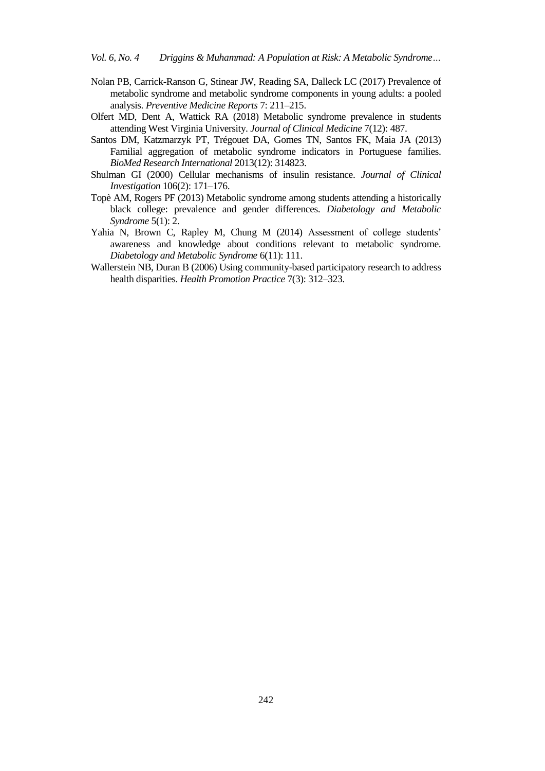Nolan PB, Carrick-Ranson G, Stinear JW, Reading SA, Dalleck LC (2017) Prevalence of metabolic syndrome and metabolic syndrome components in young adults: a pooled analysis. *Preventive Medicine Reports* 7: 211–215.

Olfert MD, Dent A, Wattick RA (2018) Metabolic syndrome prevalence in students attending West Virginia University. *Journal of Clinical Medicine* 7(12): 487.

Santos DM, Katzmarzyk PT, Trégouet DA, Gomes TN, Santos FK, Maia JA (2013) Familial aggregation of metabolic syndrome indicators in Portuguese families. *BioMed Research International* 2013(12): 314823.

Shulman GI (2000) Cellular mechanisms of insulin resistance. *Journal of Clinical Investigation* 106(2): 171–176.

Topè AM, Rogers PF (2013) Metabolic syndrome among students attending a historically black college: prevalence and gender differences. *Diabetology and Metabolic Syndrome* 5(1): 2.

Yahia N, Brown C, Rapley M, Chung M (2014) Assessment of college students' awareness and knowledge about conditions relevant to metabolic syndrome. *Diabetology and Metabolic Syndrome* 6(11): 111.

Wallerstein NB, Duran B (2006) Using community-based participatory research to address health disparities. *Health Promotion Practice* 7(3): 312–323.